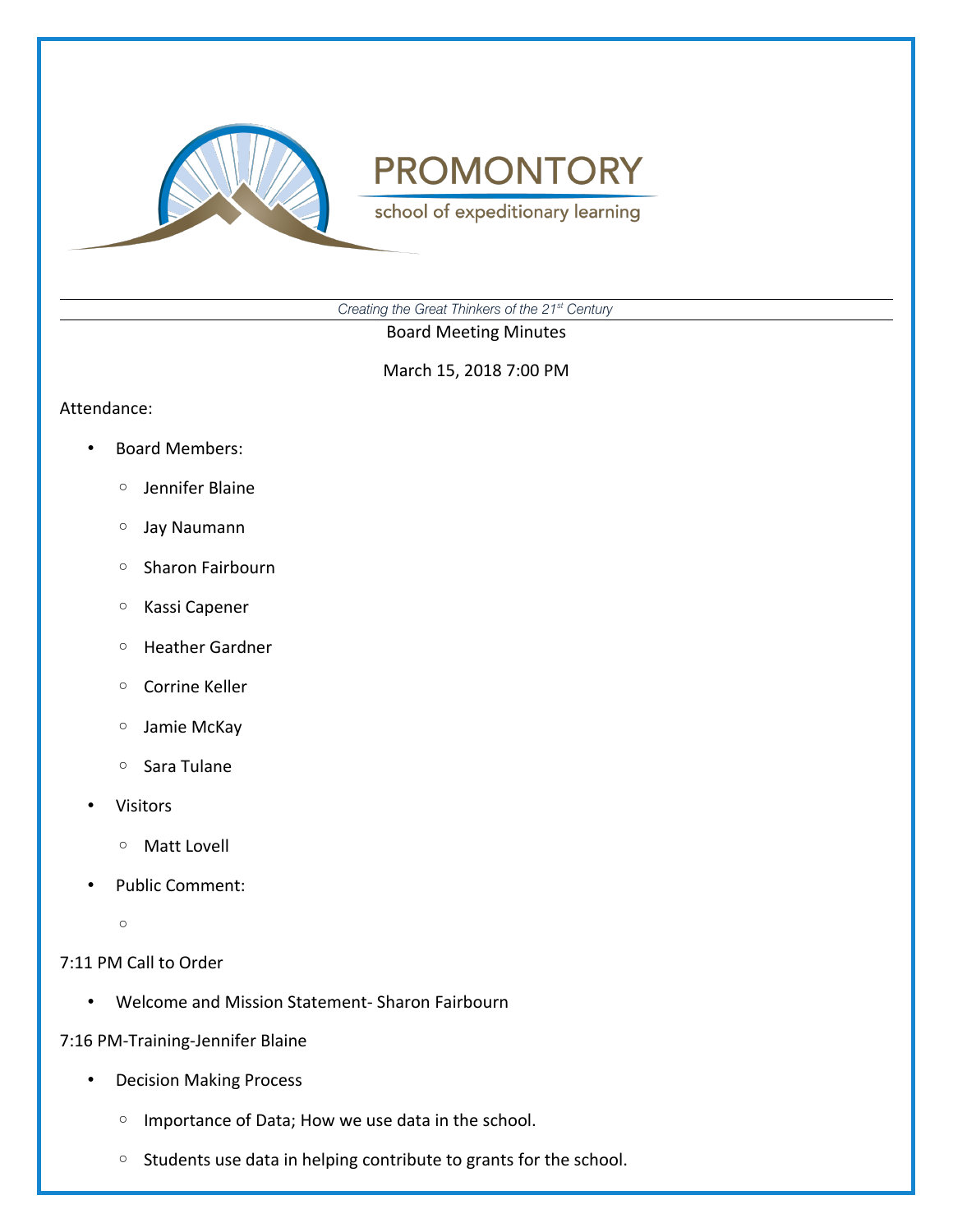# PROMONTORY

school of expeditionary learning

*Creating the Great Thinkers of the 21st Century*

Board Meeting Minutes

March 15, 2018 7:00 PM

Attendance:

- Board Members:
  - Jennifer Blaine
  - Jay Naumann
  - Sharon Fairbourn
  - Kassi Capener
  - Heather Gardner
  - Corrine Keller
  - Jamie McKay
  - Sara Tulane
- Visitors
  - Matt Lovell
- Public Comment:
  - 

7:11 PM Call to Order

- Welcome and Mission Statement- Sharon Fairbourn

7:16 PM-Training-Jennifer Blaine

- Decision Making Process
  - Importance of Data; How we use data in the school.
  - Students use data in helping contribute to grants for the school.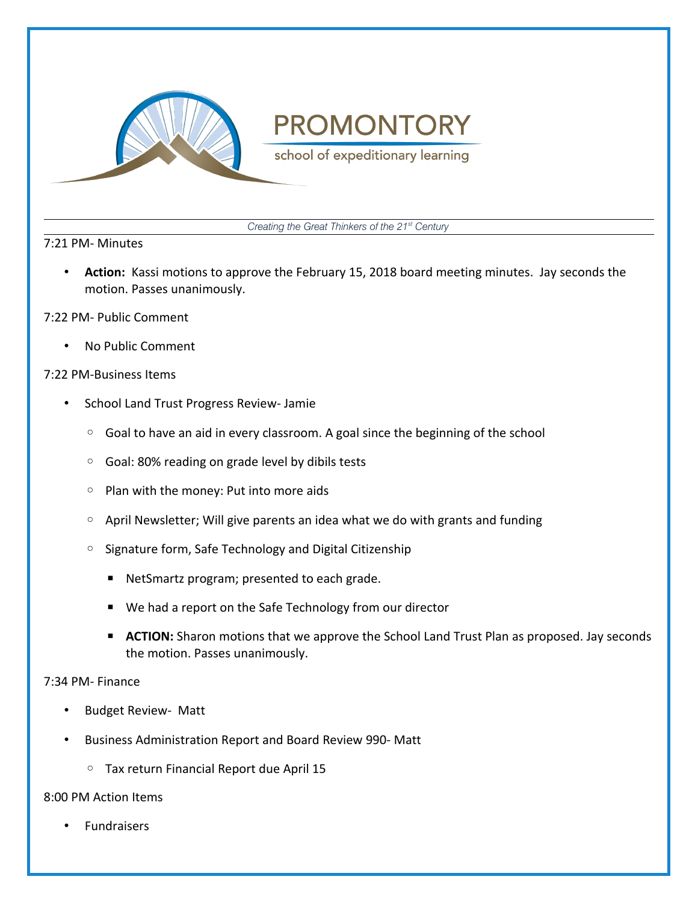7:21 PM- Minutes

- **Action:** Kassi motions to approve the February 15, 2018 board meeting minutes. Jay seconds the motion. Passes unanimously.

7:22 PM- Public Comment

- No Public Comment

7:22 PM-Business Items

- School Land Trust Progress Review- Jamie
  - Goal to have an aid in every classroom. A goal since the beginning of the school
  - Goal: 80% reading on grade level by dibils tests
  - Plan with the money: Put into more aids
  - April Newsletter; Will give parents an idea what we do with grants and funding
  - Signature form, Safe Technology and Digital Citizenship
    - NetSmartz program; presented to each grade.
    - We had a report on the Safe Technology from our director
    - **ACTION:** Sharon motions that we approve the School Land Trust Plan as proposed. Jay seconds the motion. Passes unanimously.

7:34 PM- Finance

- Budget Review- Matt
- Business Administration Report and Board Review 990- Matt
  - Tax return Financial Report due April 15

8:00 PM Action Items

- Fundraisers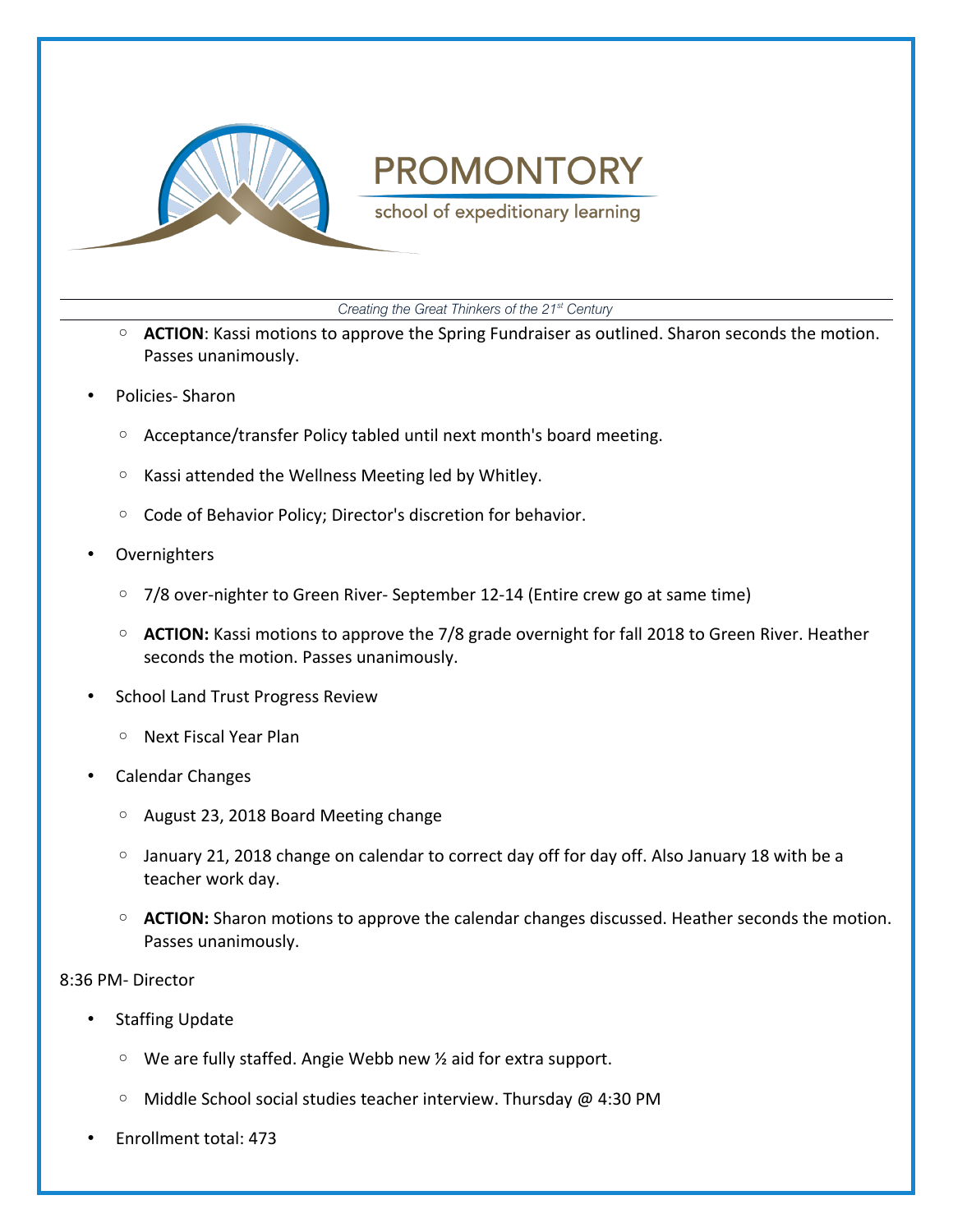- **ACTION**: Kassi motions to approve the Spring Fundraiser as outlined. Sharon seconds the motion. Passes unanimously.

- Policies- Sharon
    - Acceptance/transfer Policy tabled until next month's board meeting.
    - Kassi attended the Wellness Meeting led by Whitley.
    - Code of Behavior Policy; Director's discretion for behavior.
- Overnighters
    - 7/8 over-nighter to Green River- September 12-14 (Entire crew go at same time)
    - **ACTION:** Kassi motions to approve the 7/8 grade overnight for fall 2018 to Green River. Heather seconds the motion. Passes unanimously.
- School Land Trust Progress Review
    - Next Fiscal Year Plan
- Calendar Changes
    - August 23, 2018 Board Meeting change
    - January 21, 2018 change on calendar to correct day off for day off. Also January 18 with be a teacher work day.
    - **ACTION:** Sharon motions to approve the calendar changes discussed. Heather seconds the motion. Passes unanimously.

8:36 PM- Director

- Staffing Update
    - We are fully staffed. Angie Webb new ½ aid for extra support.
    - Middle School social studies teacher interview. Thursday @ 4:30 PM
- Enrollment total: 473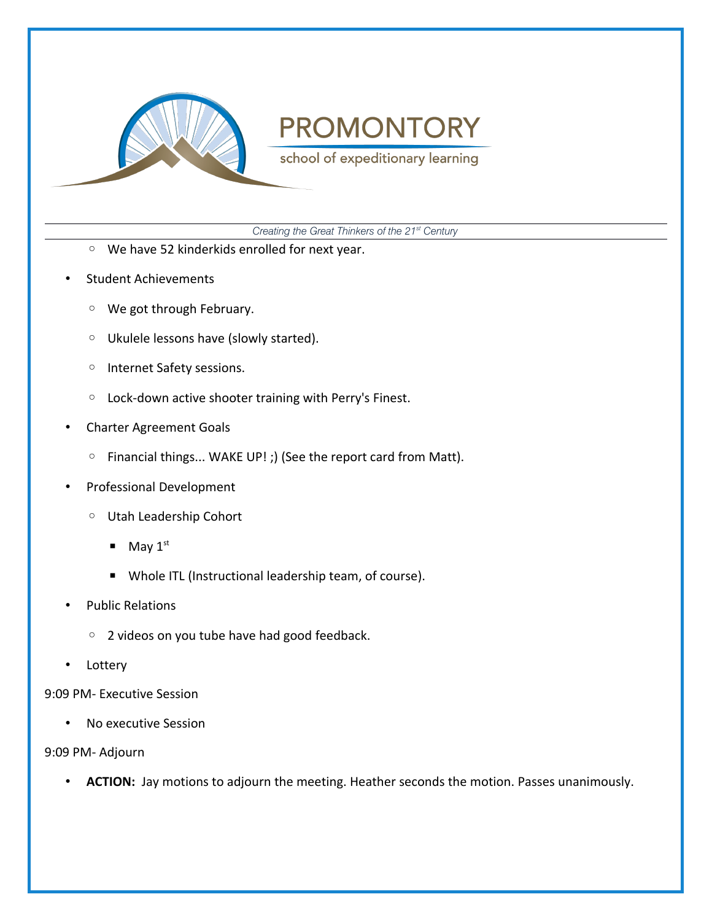- We have 52 kinderkids enrolled for next year.
- Student Achievements
  - We got through February.
  - Ukulele lessons have (slowly started).
  - Internet Safety sessions.
  - Lock-down active shooter training with Perry's Finest.
- Charter Agreement Goals
  - Financial things... WAKE UP! ;) (See the report card from Matt).
- Professional Development
  - Utah Leadership Cohort
    - May 1st
    - Whole ITL (Instructional leadership team, of course).
- Public Relations
  - 2 videos on you tube have had good feedback.
- Lottery

9:09 PM- Executive Session

- No executive Session

9:09 PM- Adjourn

- **ACTION:** Jay motions to adjourn the meeting. Heather seconds the motion. Passes unanimously.